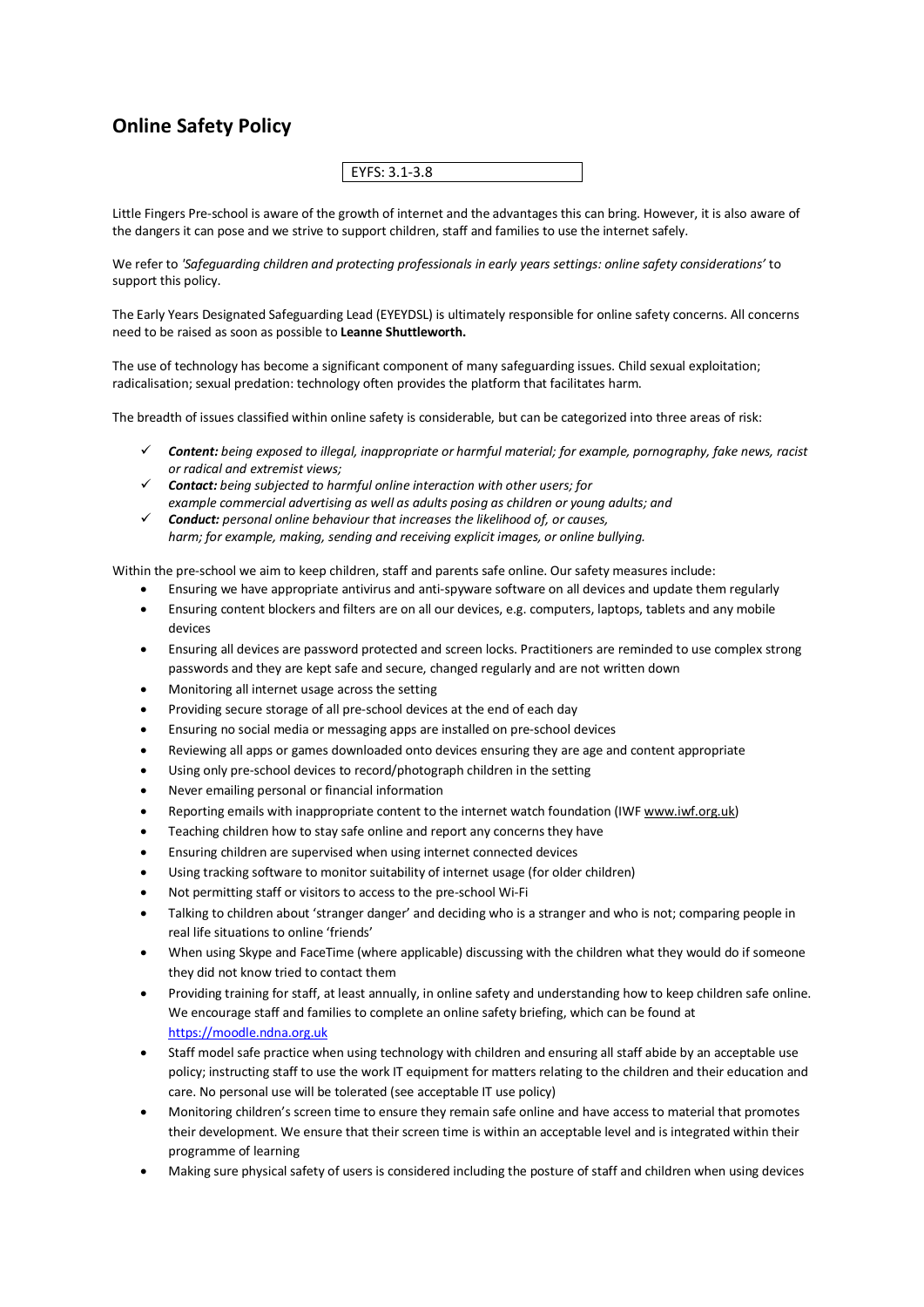# Online Safety Policy

EYFS: 3.1-3.8

Little Fingers Pre-school is aware of the growth of internet and the advantages this can bring. However, it is also aware of the dangers it can pose and we strive to support children, staff and families to use the internet safely.

We refer to *'Safeguarding children and protecting professionals in early years settings: online safety considerations'* to support this policy.

The Early Years Designated Safeguarding Lead (EYEYDSL) is ultimately responsible for online safety concerns. All concerns need to be raised as soon as possible to **Leanne Shuttleworth.**

The use of technology has become a significant component of many safeguarding issues. Child sexual exploitation; radicalisation; sexual predation: technology often provides the platform that facilitates harm.

The breadth of issues classified within online safety is considerable, but can be categorized into three areas of risk:

- ✓ ***Content:*** *being exposed to illegal, inappropriate or harmful material; for example, pornography, fake news, racist or radical and extremist views;*
- ✓ ***Contact:*** *being subjected to harmful online interaction with other users; for example commercial advertising as well as adults posing as children or young adults; and*
- ✓ ***Conduct:*** *personal online behaviour that increases the likelihood of, or causes, harm; for example, making, sending and receiving explicit images, or online bullying.*

Within the pre-school we aim to keep children, staff and parents safe online. Our safety measures include:

- Ensuring we have appropriate antivirus and anti-spyware software on all devices and update them regularly
- Ensuring content blockers and filters are on all our devices, e.g. computers, laptops, tablets and any mobile devices
- Ensuring all devices are password protected and screen locks. Practitioners are reminded to use complex strong passwords and they are kept safe and secure, changed regularly and are not written down
- Monitoring all internet usage across the setting
- Providing secure storage of all pre-school devices at the end of each day
- Ensuring no social media or messaging apps are installed on pre-school devices
- Reviewing all apps or games downloaded onto devices ensuring they are age and content appropriate
- Using only pre-school devices to record/photograph children in the setting
- Never emailing personal or financial information
- Reporting emails with inappropriate content to the internet watch foundation (IWF www.iwf.org.uk)
- Teaching children how to stay safe online and report any concerns they have
- Ensuring children are supervised when using internet connected devices
- Using tracking software to monitor suitability of internet usage (for older children)
- Not permitting staff or visitors to access to the pre-school Wi-Fi
- Talking to children about 'stranger danger' and deciding who is a stranger and who is not; comparing people in real life situations to online 'friends'
- When using Skype and FaceTime (where applicable) discussing with the children what they would do if someone they did not know tried to contact them
- Providing training for staff, at least annually, in online safety and understanding how to keep children safe online. We encourage staff and families to complete an online safety briefing, which can be found at https://moodle.ndna.org.uk
- Staff model safe practice when using technology with children and ensuring all staff abide by an acceptable use policy; instructing staff to use the work IT equipment for matters relating to the children and their education and care. No personal use will be tolerated (see acceptable IT use policy)
- Monitoring children's screen time to ensure they remain safe online and have access to material that promotes their development. We ensure that their screen time is within an acceptable level and is integrated within their programme of learning
- Making sure physical safety of users is considered including the posture of staff and children when using devices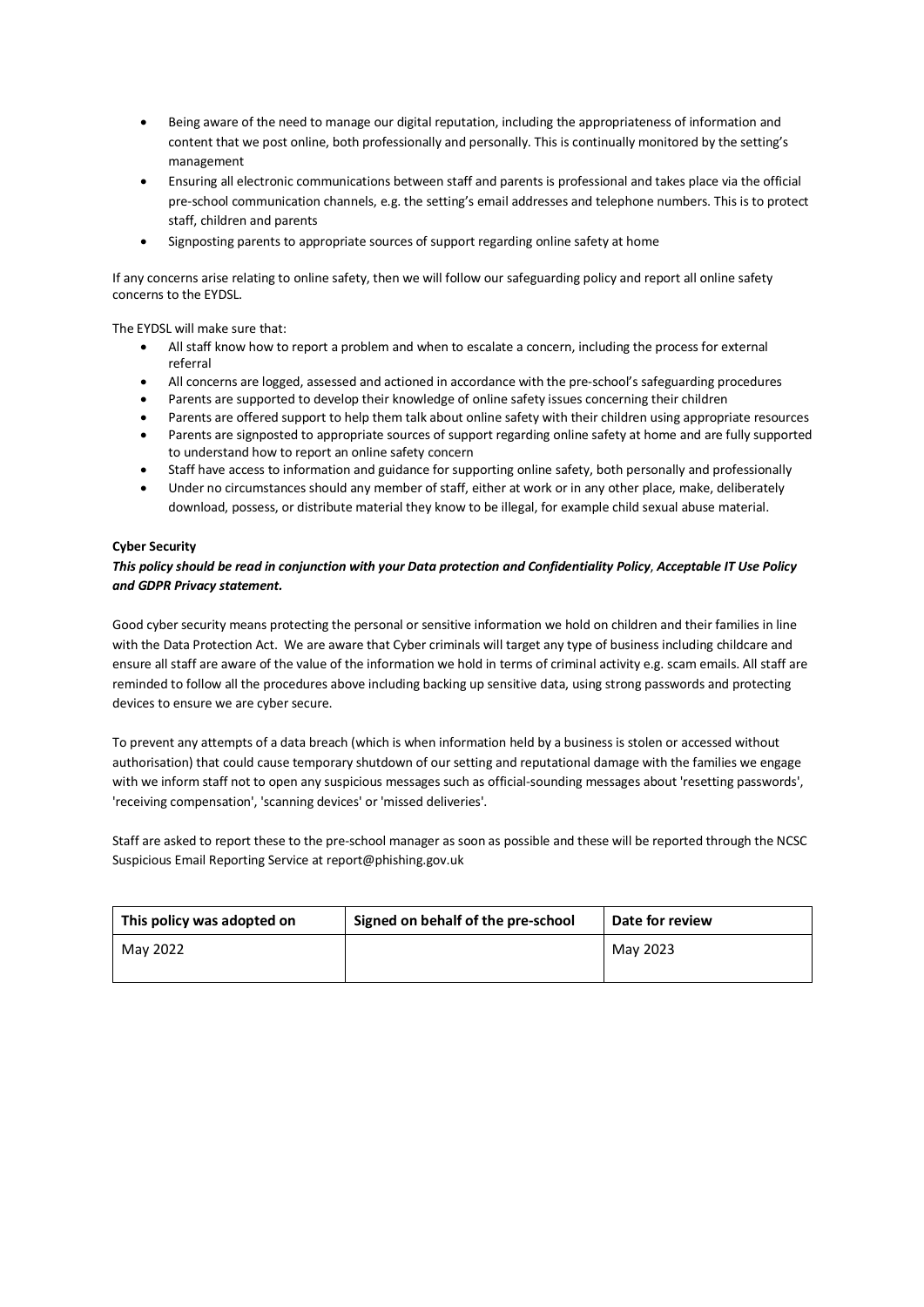- Being aware of the need to manage our digital reputation, including the appropriateness of information and content that we post online, both professionally and personally. This is continually monitored by the setting's management
- Ensuring all electronic communications between staff and parents is professional and takes place via the official pre-school communication channels, e.g. the setting's email addresses and telephone numbers. This is to protect staff, children and parents
- Signposting parents to appropriate sources of support regarding online safety at home

If any concerns arise relating to online safety, then we will follow our safeguarding policy and report all online safety concerns to the EYDSL.

The EYDSL will make sure that:

- All staff know how to report a problem and when to escalate a concern, including the process for external referral
- All concerns are logged, assessed and actioned in accordance with the pre-school's safeguarding procedures
- Parents are supported to develop their knowledge of online safety issues concerning their children
- Parents are offered support to help them talk about online safety with their children using appropriate resources
- Parents are signposted to appropriate sources of support regarding online safety at home and are fully supported to understand how to report an online safety concern
- Staff have access to information and guidance for supporting online safety, both personally and professionally
- Under no circumstances should any member of staff, either at work or in any other place, make, deliberately download, possess, or distribute material they know to be illegal, for example child sexual abuse material.

**Cyber Security**

***This policy should be read in conjunction with your Data protection and Confidentiality Policy*, *Acceptable IT Use Policy and GDPR Privacy statement.***

Good cyber security means protecting the personal or sensitive information we hold on children and their families in line with the Data Protection Act. We are aware that Cyber criminals will target any type of business including childcare and ensure all staff are aware of the value of the information we hold in terms of criminal activity e.g. scam emails. All staff are reminded to follow all the procedures above including backing up sensitive data, using strong passwords and protecting devices to ensure we are cyber secure.

To prevent any attempts of a data breach (which is when information held by a business is stolen or accessed without authorisation) that could cause temporary shutdown of our setting and reputational damage with the families we engage with we inform staff not to open any suspicious messages such as official-sounding messages about 'resetting passwords', 'receiving compensation', 'scanning devices' or 'missed deliveries'.

Staff are asked to report these to the pre-school manager as soon as possible and these will be reported through the NCSC Suspicious Email Reporting Service at report@phishing.gov.uk

| This policy was adopted on | Signed on behalf of the pre-school | Date for review |
|---|---|---|
| May 2022 | | May 2023 |